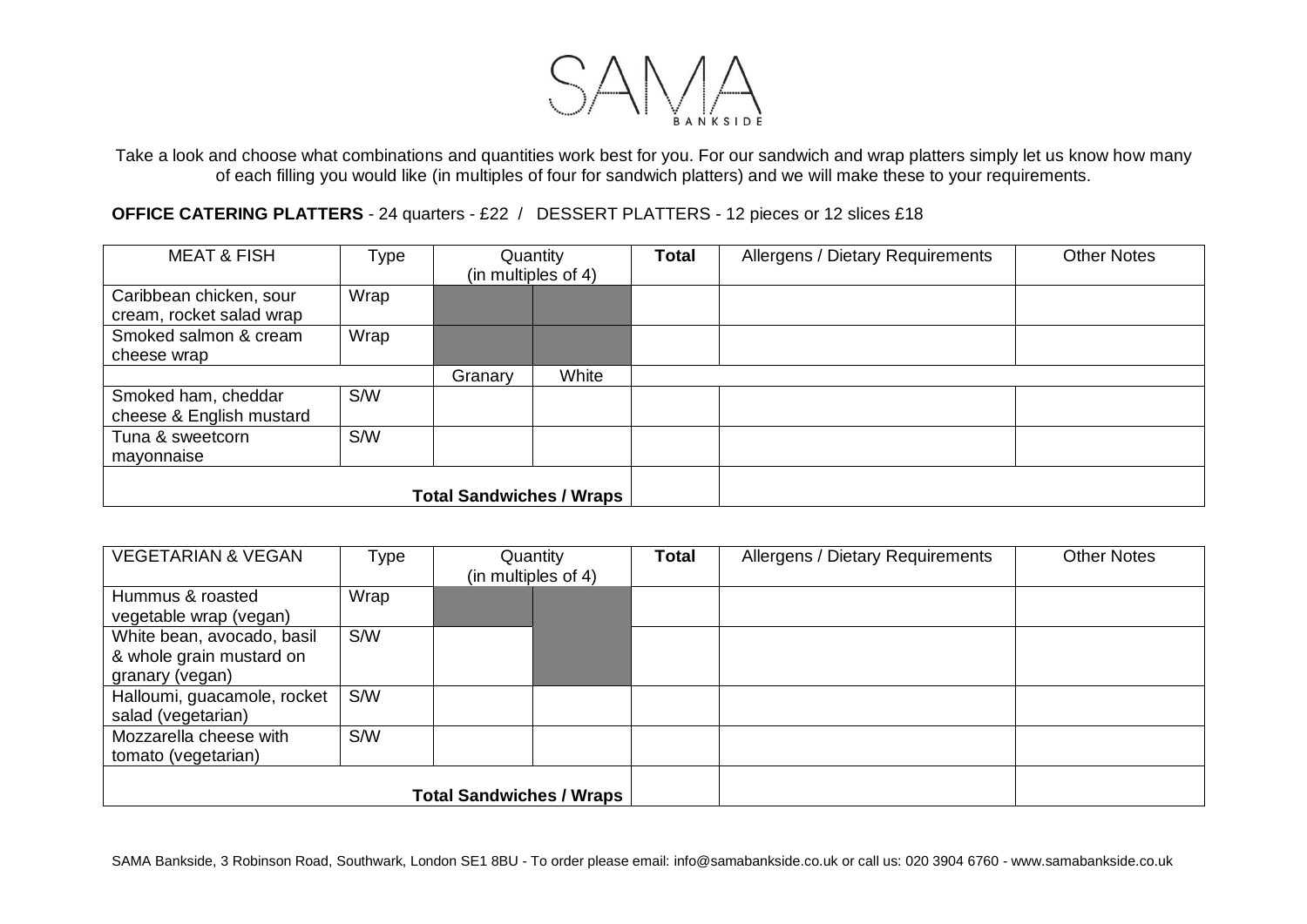# SAMA BANKSIDE

Take a look and choose what combinations and quantities work best for you. For our sandwich and wrap platters simply let us know how many of each filling you would like (in multiples of four for sandwich platters) and we will make these to your requirements.

**OFFICE CATERING PLATTERS** - 24 quarters - £22 / DESSERT PLATTERS - 12 pieces or 12 slices £18

| MEAT & FISH | Type | Quantity (in multiples of 4) | | **Total** | Allergens / Dietary Requirements | Other Notes |
|---|---|---|---|---|---|---|
| Caribbean chicken, sour cream, rocket salad wrap | Wrap | | | | | |
| Smoked salmon & cream cheese wrap | Wrap | | | | | |
| | | Granary | White | | | |
| Smoked ham, cheddar cheese & English mustard | S/W | | | | | |
| Tuna & sweetcorn mayonnaise | S/W | | | | | |
| **Total Sandwiches / Wraps** | | | | | | |

| VEGETARIAN & VEGAN | Type | Quantity (in multiples of 4) | | **Total** | Allergens / Dietary Requirements | Other Notes |
|---|---|---|---|---|---|---|
| Hummus & roasted vegetable wrap (vegan) | Wrap | | | | | |
| White bean, avocado, basil & whole grain mustard on granary (vegan) | S/W | | | | | |
| Halloumi, guacamole, rocket salad (vegetarian) | S/W | | | | | |
| Mozzarella cheese with tomato (vegetarian) | S/W | | | | | |
| **Total Sandwiches / Wraps** | | | | | | |

SAMA Bankside, 3 Robinson Road, Southwark, London SE1 8BU - To order please email: info@samabankside.co.uk or call us: 020 3904 6760 - www.samabankside.co.uk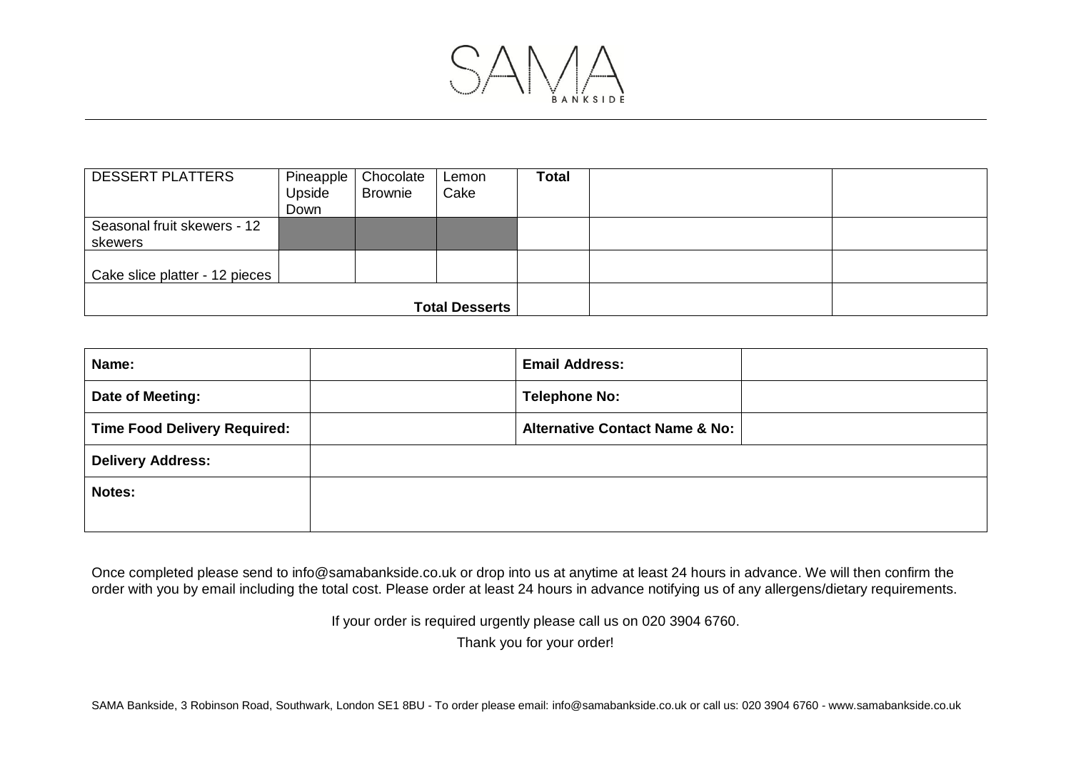SAMA BANKSIDE

| DESSERT PLATTERS | Pineapple Upside Down | Chocolate Brownie | Lemon Cake | **Total** | | |
|---|---|---|---|---|---|---|
| Seasonal fruit skewers - 12 skewers | | | | | | |
| Cake slice platter - 12 pieces | | | | | | |
| | | | **Total Desserts** | | | |

| | | | |
|---|---|---|---|
| **Name:** | | **Email Address:** | |
| **Date of Meeting:** | | **Telephone No:** | |
| **Time Food Delivery Required:** | | **Alternative Contact Name & No:** | |
| **Delivery Address:** | | | |
| **Notes:** | | | |

Once completed please send to info@samabankside.co.uk or drop into us at anytime at least 24 hours in advance. We will then confirm the order with you by email including the total cost. Please order at least 24 hours in advance notifying us of any allergens/dietary requirements.

If your order is required urgently please call us on 020 3904 6760.

Thank you for your order!

SAMA Bankside, 3 Robinson Road, Southwark, London SE1 8BU - To order please email: info@samabankside.co.uk or call us: 020 3904 6760 - www.samabankside.co.uk